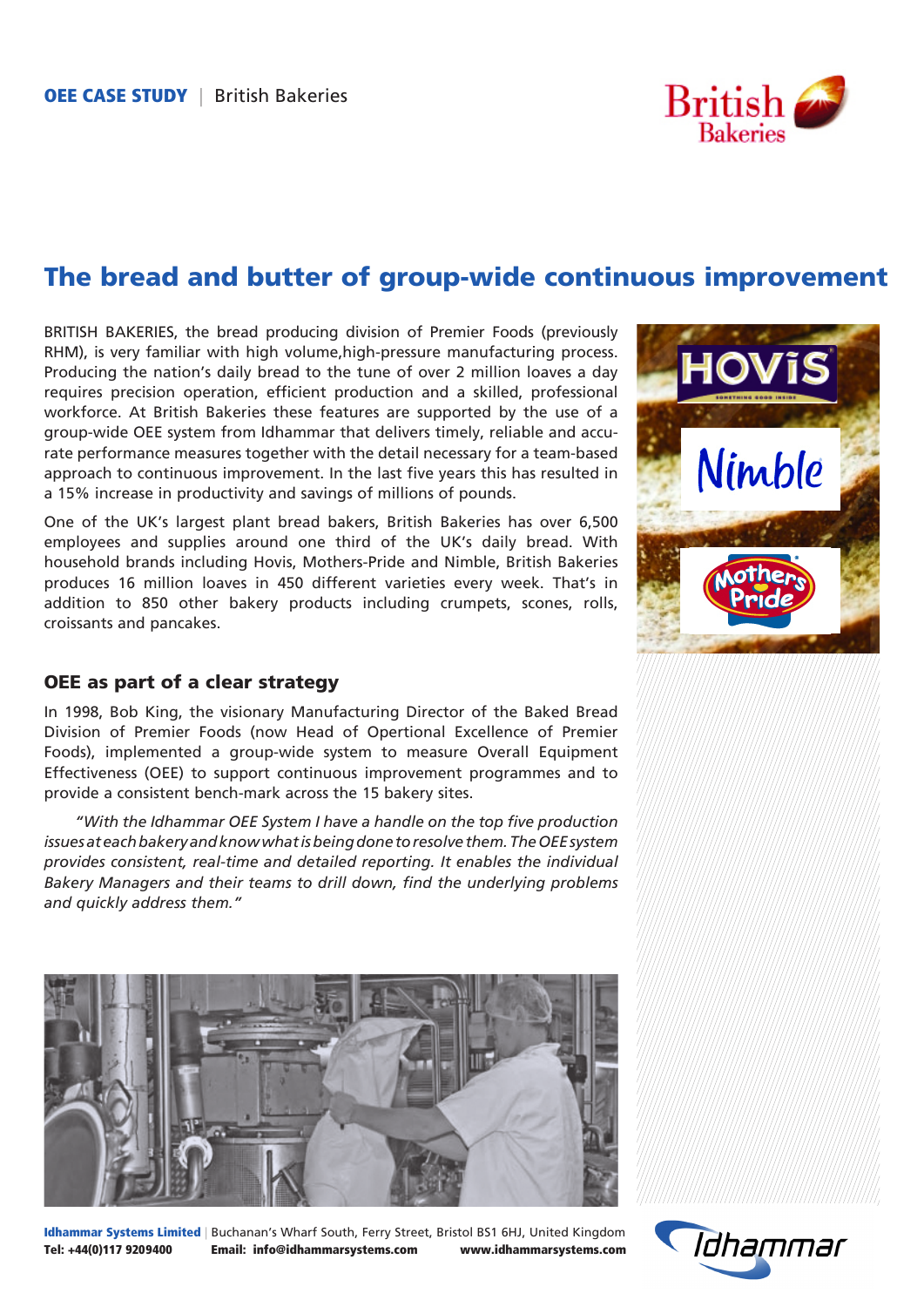**OEE CASE STUDY** | British Bakeries

# The bread and butter of group-wide continuous improvement

BRITISH BAKERIES, the bread producing division of Premier Foods (previously RHM), is very familiar with high volume,high-pressure manufacturing process. Producing the nation's daily bread to the tune of over 2 million loaves a day requires precision operation, efficient production and a skilled, professional workforce. At British Bakeries these features are supported by the use of a group-wide OEE system from Idhammar that delivers timely, reliable and accurate performance measures together with the detail necessary for a team-based approach to continuous improvement. In the last five years this has resulted in a 15% increase in productivity and savings of millions of pounds.

One of the UK's largest plant bread bakers, British Bakeries has over 6,500 employees and supplies around one third of the UK's daily bread. With household brands including Hovis, Mothers-Pride and Nimble, British Bakeries produces 16 million loaves in 450 different varieties every week. That's in addition to 850 other bakery products including crumpets, scones, rolls, croissants and pancakes.

## OEE as part of a clear strategy

In 1998, Bob King, the visionary Manufacturing Director of the Baked Bread Division of Premier Foods (now Head of Opertional Excellence of Premier Foods), implemented a group-wide system to measure Overall Equipment Effectiveness (OEE) to support continuous improvement programmes and to provide a consistent bench-mark across the 15 bakery sites.

*"With the Idhammar OEE System I have a handle on the top five production issues at each bakery and know what is being done to resolve them. The OEE system provides consistent, real-time and detailed reporting. It enables the individual Bakery Managers and their teams to drill down, find the underlying problems and quickly address them."*

**Idhammar Systems Limited** | Buchanan's Wharf South, Ferry Street, Bristol BS1 6HJ, United Kingdom
**Tel: +44(0)117 9209400** **Email: info@idhammarsystems.com** **www.idhammarsystems.com**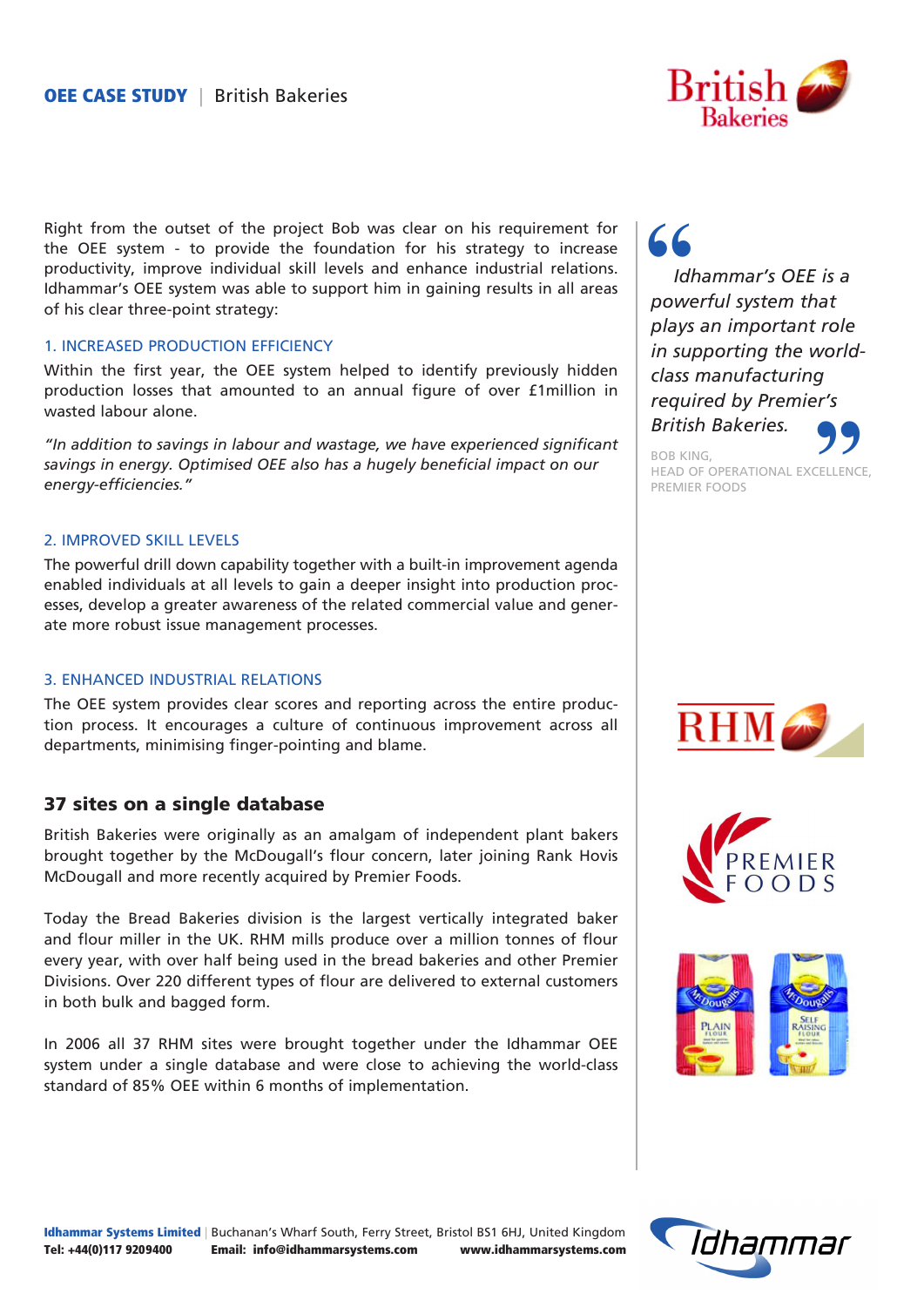Right from the outset of the project Bob was clear on his requirement for the OEE system - to provide the foundation for his strategy to increase productivity, improve individual skill levels and enhance industrial relations. Idhammar's OEE system was able to support him in gaining results in all areas of his clear three-point strategy:

### 1. INCREASED PRODUCTION EFFICIENCY

Within the first year, the OEE system helped to identify previously hidden production losses that amounted to an annual figure of over £1million in wasted labour alone.

*"In addition to savings in labour and wastage, we have experienced significant savings in energy. Optimised OEE also has a hugely beneficial impact on our energy-efficiencies."*

### 2. IMPROVED SKILL LEVELS

The powerful drill down capability together with a built-in improvement agenda enabled individuals at all levels to gain a deeper insight into production processes, develop a greater awareness of the related commercial value and generate more robust issue management processes.

### 3. ENHANCED INDUSTRIAL RELATIONS

The OEE system provides clear scores and reporting across the entire production process. It encourages a culture of continuous improvement across all departments, minimising finger-pointing and blame.

## 37 sites on a single database

British Bakeries were originally as an amalgam of independent plant bakers brought together by the McDougall's flour concern, later joining Rank Hovis McDougall and more recently acquired by Premier Foods.

Today the Bread Bakeries division is the largest vertically integrated baker and flour miller in the UK. RHM mills produce over a million tonnes of flour every year, with over half being used in the bread bakeries and other Premier Divisions. Over 220 different types of flour are delivered to external customers in both bulk and bagged form.

In 2006 all 37 RHM sites were brought together under the Idhammar OEE system under a single database and were close to achieving the world-class standard of 85% OEE within 6 months of implementation.

> *Idhammar's OEE is a powerful system that plays an important role in supporting the world-class manufacturing required by Premier's British Bakeries.*
>
> BOB KING,
> HEAD OF OPERATIONAL EXCELLENCE,
> PREMIER FOODS

**Idhammar Systems Limited** | Buchanan's Wharf South, Ferry Street, Bristol BS1 6HJ, United Kingdom
**Tel: +44(0)117 9209400** **Email: info@idhammarsystems.com** **www.idhammarsystems.com**